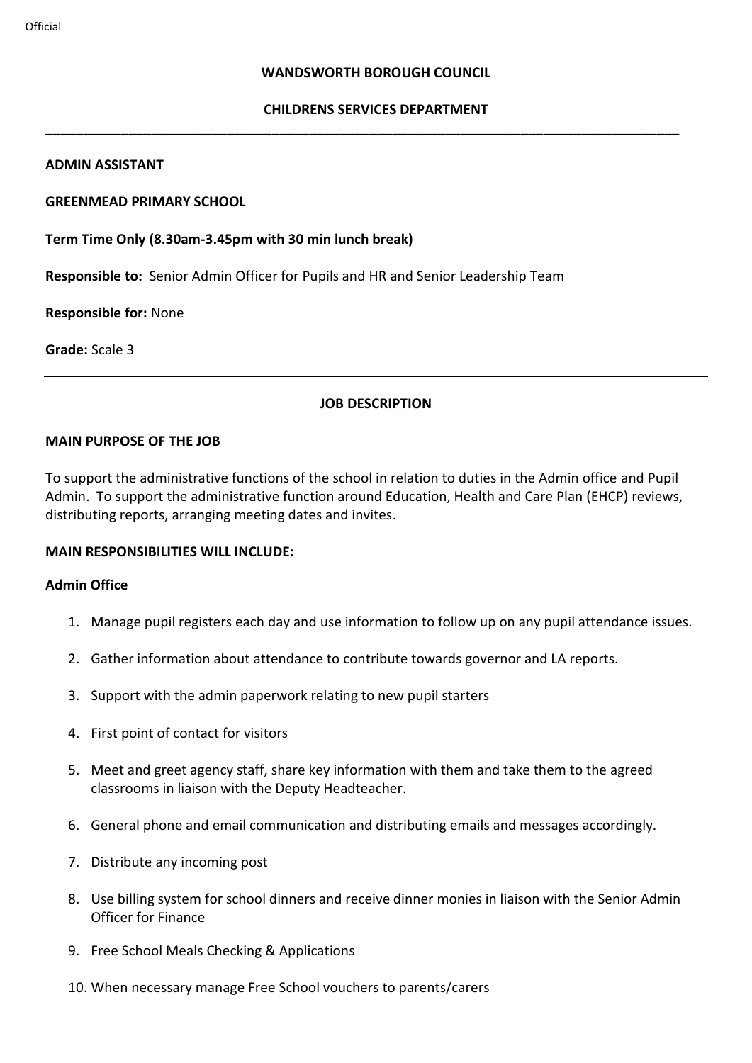**WANDSWORTH BOROUGH COUNCIL**

**CHILDRENS SERVICES DEPARTMENT**

---

**ADMIN ASSISTANT**

**GREENMEAD PRIMARY SCHOOL**

**Term Time Only (8.30am-3.45pm with 30 min lunch break)**

**Responsible to:** Senior Admin Officer for Pupils and HR and Senior Leadership Team

**Responsible for:** None

**Grade:** Scale 3

---

## JOB DESCRIPTION

### MAIN PURPOSE OF THE JOB

To support the administrative functions of the school in relation to duties in the Admin office and Pupil Admin. To support the administrative function around Education, Health and Care Plan (EHCP) reviews, distributing reports, arranging meeting dates and invites.

### MAIN RESPONSIBILITIES WILL INCLUDE:

**Admin Office**

1. Manage pupil registers each day and use information to follow up on any pupil attendance issues.
2. Gather information about attendance to contribute towards governor and LA reports.
3. Support with the admin paperwork relating to new pupil starters
4. First point of contact for visitors
5. Meet and greet agency staff, share key information with them and take them to the agreed classrooms in liaison with the Deputy Headteacher.
6. General phone and email communication and distributing emails and messages accordingly.
7. Distribute any incoming post
8. Use billing system for school dinners and receive dinner monies in liaison with the Senior Admin Officer for Finance
9. Free School Meals Checking & Applications
10. When necessary manage Free School vouchers to parents/carers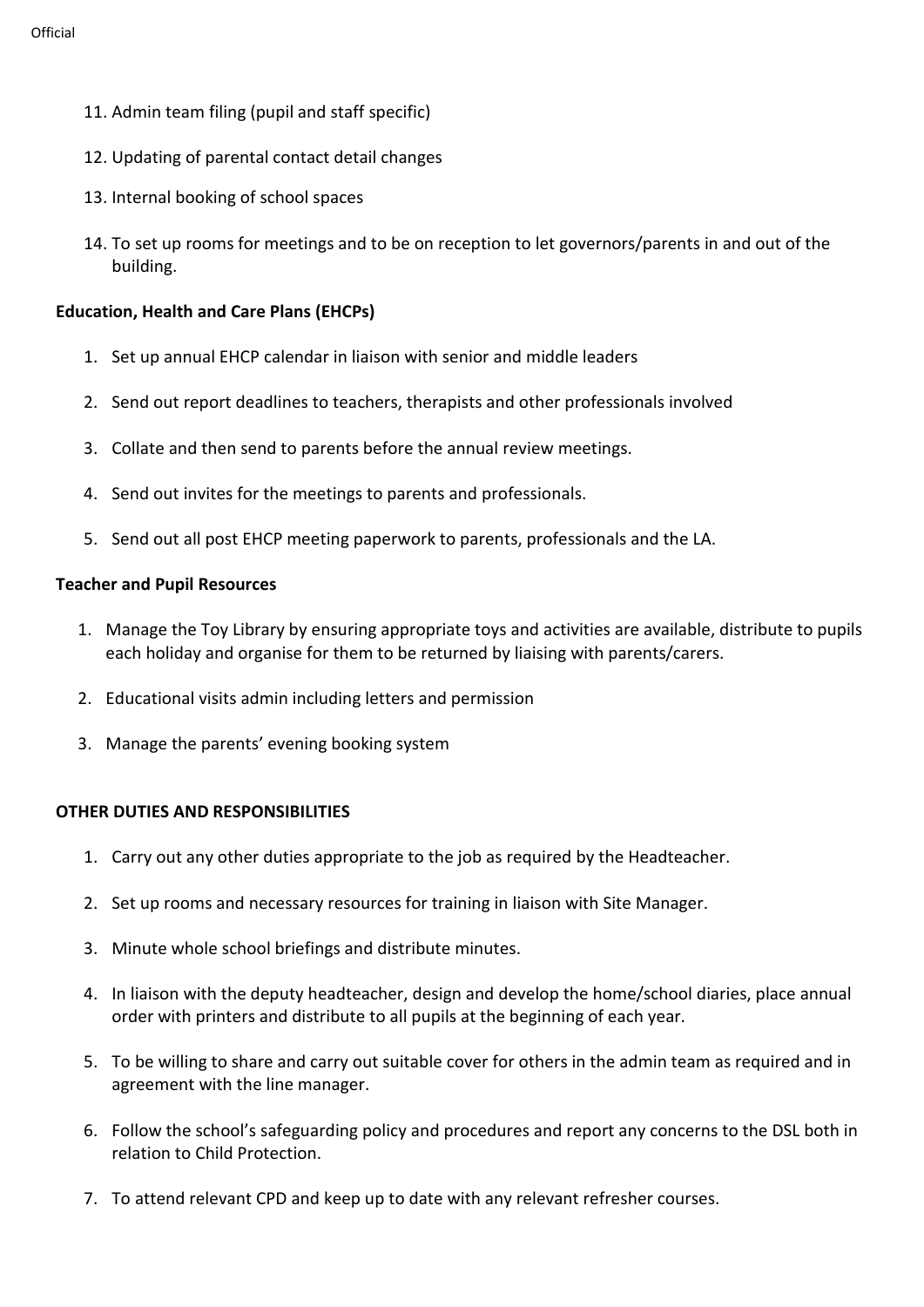11. Admin team filing (pupil and staff specific)

12. Updating of parental contact detail changes

13. Internal booking of school spaces

14. To set up rooms for meetings and to be on reception to let governors/parents in and out of the building.

**Education, Health and Care Plans (EHCPs)**

1. Set up annual EHCP calendar in liaison with senior and middle leaders

2. Send out report deadlines to teachers, therapists and other professionals involved

3. Collate and then send to parents before the annual review meetings.

4. Send out invites for the meetings to parents and professionals.

5. Send out all post EHCP meeting paperwork to parents, professionals and the LA.

**Teacher and Pupil Resources**

1. Manage the Toy Library by ensuring appropriate toys and activities are available, distribute to pupils each holiday and organise for them to be returned by liaising with parents/carers.

2. Educational visits admin including letters and permission

3. Manage the parents' evening booking system

**OTHER DUTIES AND RESPONSIBILITIES**

1. Carry out any other duties appropriate to the job as required by the Headteacher.

2. Set up rooms and necessary resources for training in liaison with Site Manager.

3. Minute whole school briefings and distribute minutes.

4. In liaison with the deputy headteacher, design and develop the home/school diaries, place annual order with printers and distribute to all pupils at the beginning of each year.

5. To be willing to share and carry out suitable cover for others in the admin team as required and in agreement with the line manager.

6. Follow the school's safeguarding policy and procedures and report any concerns to the DSL both in relation to Child Protection.

7. To attend relevant CPD and keep up to date with any relevant refresher courses.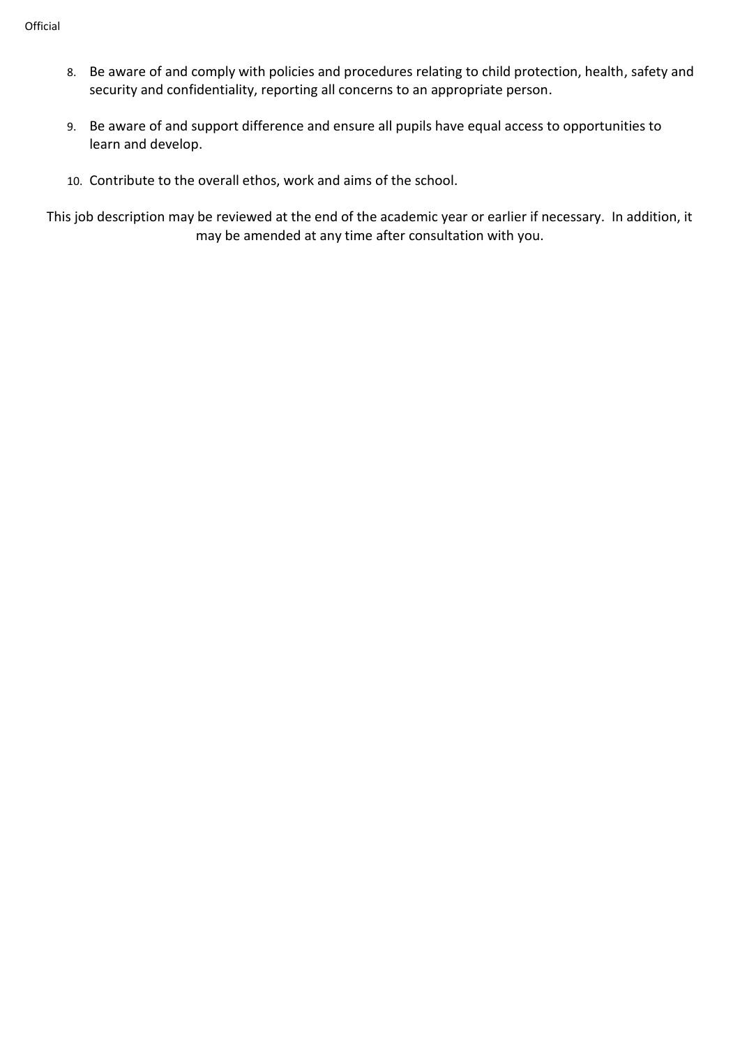8. Be aware of and comply with policies and procedures relating to child protection, health, safety and security and confidentiality, reporting all concerns to an appropriate person.

9. Be aware of and support difference and ensure all pupils have equal access to opportunities to learn and develop.

10. Contribute to the overall ethos, work and aims of the school.

This job description may be reviewed at the end of the academic year or earlier if necessary. In addition, it may be amended at any time after consultation with you.